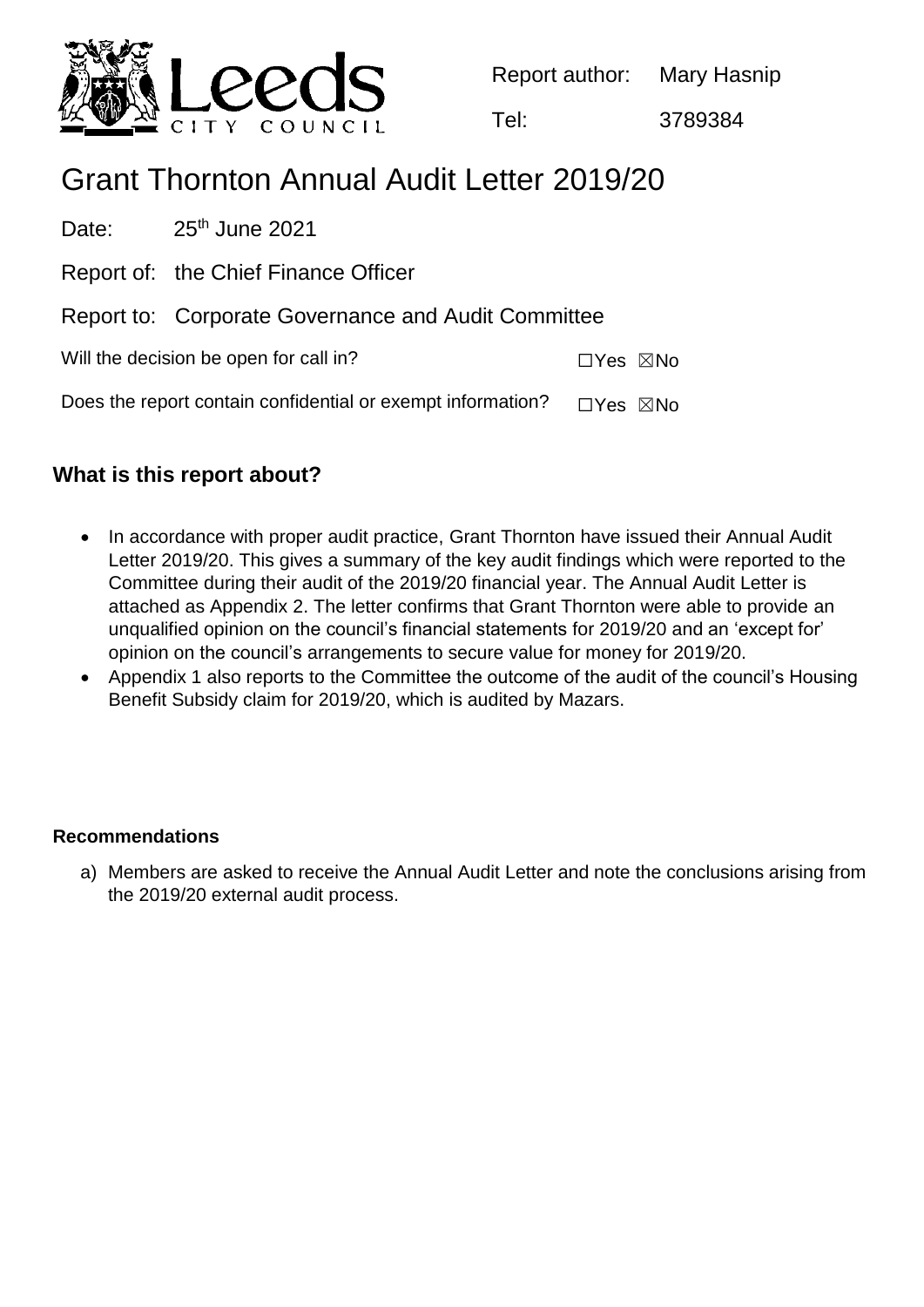Report author: Mary Hasnip

Tel: 3789384

# Grant Thornton Annual Audit Letter 2019/20

Date: 25th June 2021

Report of: the Chief Finance Officer

Report to: Corporate Governance and Audit Committee

Will the decision be open for call in? ☐Yes ☒No

Does the report contain confidential or exempt information? ☐Yes ☒No

## What is this report about?

- In accordance with proper audit practice, Grant Thornton have issued their Annual Audit Letter 2019/20. This gives a summary of the key audit findings which were reported to the Committee during their audit of the 2019/20 financial year. The Annual Audit Letter is attached as Appendix 2. The letter confirms that Grant Thornton were able to provide an unqualified opinion on the council's financial statements for 2019/20 and an 'except for' opinion on the council's arrangements to secure value for money for 2019/20.
- Appendix 1 also reports to the Committee the outcome of the audit of the council's Housing Benefit Subsidy claim for 2019/20, which is audited by Mazars.

### Recommendations

a) Members are asked to receive the Annual Audit Letter and note the conclusions arising from the 2019/20 external audit process.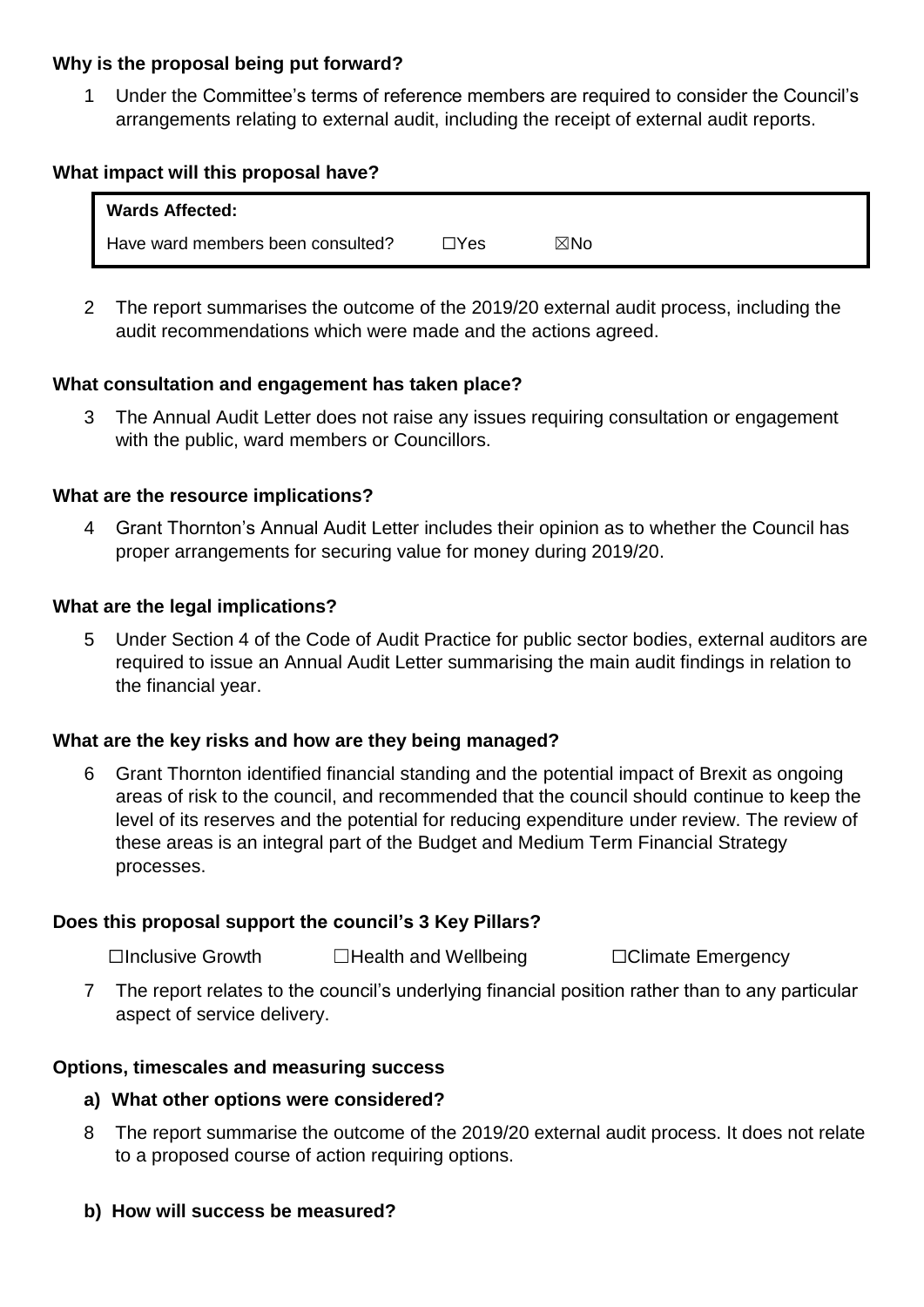**Why is the proposal being put forward?**

1 Under the Committee's terms of reference members are required to consider the Council's arrangements relating to external audit, including the receipt of external audit reports.

**What impact will this proposal have?**

| **Wards Affected:** | | |
|---|---|---|
| Have ward members been consulted? | ☐Yes | ☒No |

2 The report summarises the outcome of the 2019/20 external audit process, including the audit recommendations which were made and the actions agreed.

**What consultation and engagement has taken place?**

3 The Annual Audit Letter does not raise any issues requiring consultation or engagement with the public, ward members or Councillors.

**What are the resource implications?**

4 Grant Thornton's Annual Audit Letter includes their opinion as to whether the Council has proper arrangements for securing value for money during 2019/20.

**What are the legal implications?**

5 Under Section 4 of the Code of Audit Practice for public sector bodies, external auditors are required to issue an Annual Audit Letter summarising the main audit findings in relation to the financial year.

**What are the key risks and how are they being managed?**

6 Grant Thornton identified financial standing and the potential impact of Brexit as ongoing areas of risk to the council, and recommended that the council should continue to keep the level of its reserves and the potential for reducing expenditure under review. The review of these areas is an integral part of the Budget and Medium Term Financial Strategy processes.

**Does this proposal support the council's 3 Key Pillars?**

☐Inclusive Growth ☐Health and Wellbeing ☐Climate Emergency

7 The report relates to the council's underlying financial position rather than to any particular aspect of service delivery.

**Options, timescales and measuring success**

**a) What other options were considered?**

8 The report summarise the outcome of the 2019/20 external audit process. It does not relate to a proposed course of action requiring options.

**b) How will success be measured?**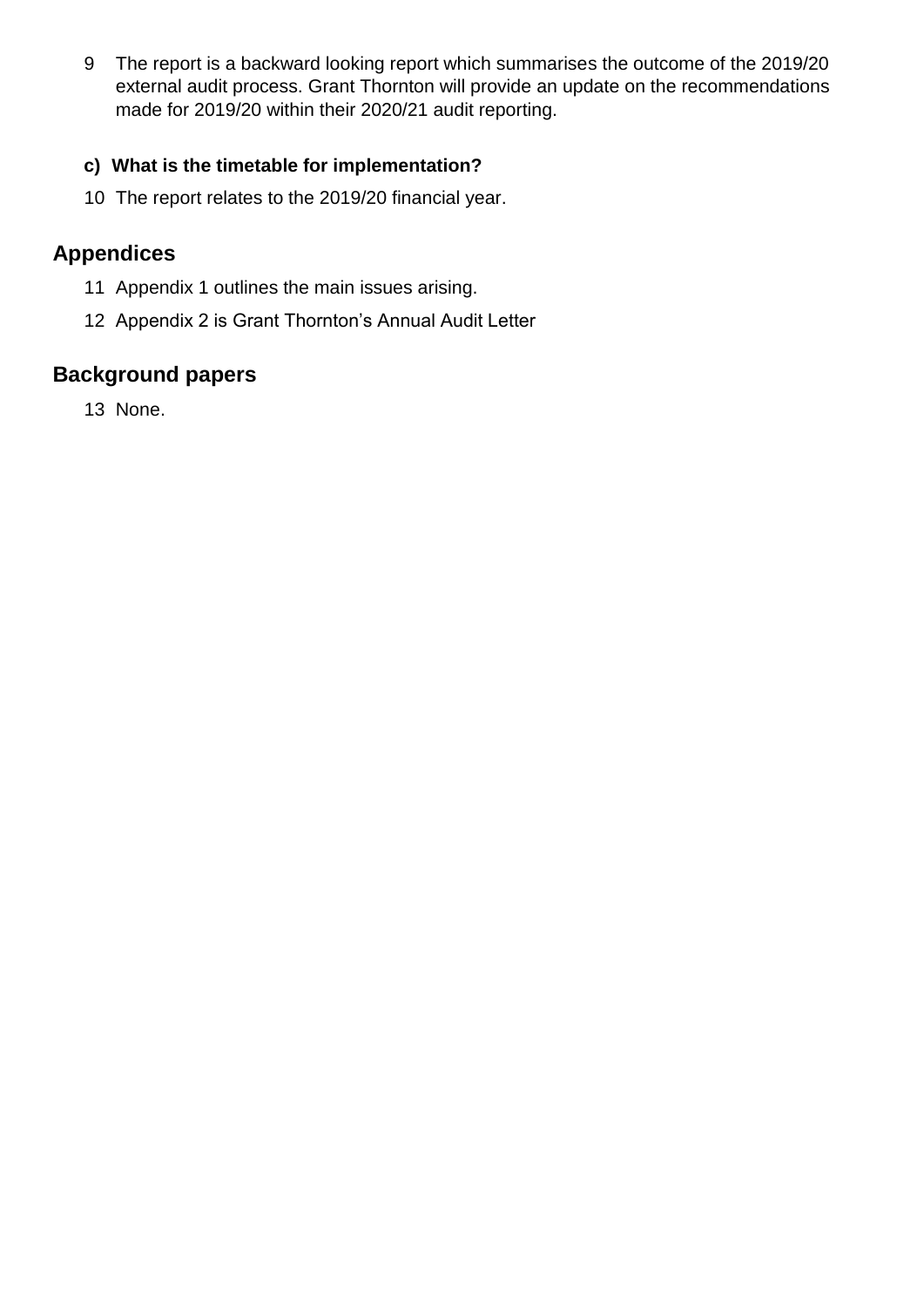9 The report is a backward looking report which summarises the outcome of the 2019/20 external audit process. Grant Thornton will provide an update on the recommendations made for 2019/20 within their 2020/21 audit reporting.

**c) What is the timetable for implementation?**

10 The report relates to the 2019/20 financial year.

## Appendices

11 Appendix 1 outlines the main issues arising.

12 Appendix 2 is Grant Thornton's Annual Audit Letter

## Background papers

13 None.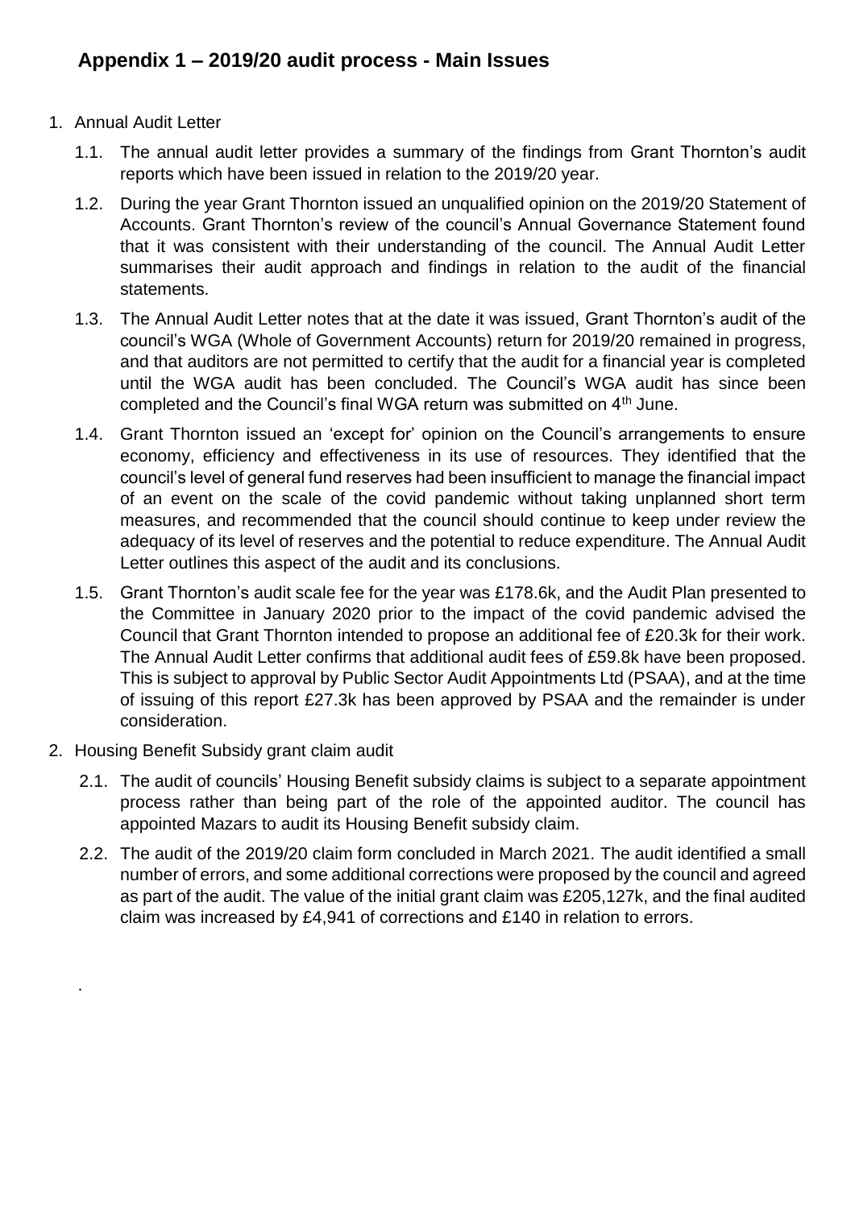# Appendix 1 – 2019/20 audit process - Main Issues

1. Annual Audit Letter

   1.1. The annual audit letter provides a summary of the findings from Grant Thornton's audit reports which have been issued in relation to the 2019/20 year.

   1.2. During the year Grant Thornton issued an unqualified opinion on the 2019/20 Statement of Accounts. Grant Thornton's review of the council's Annual Governance Statement found that it was consistent with their understanding of the council. The Annual Audit Letter summarises their audit approach and findings in relation to the audit of the financial statements.

   1.3. The Annual Audit Letter notes that at the date it was issued, Grant Thornton's audit of the council's WGA (Whole of Government Accounts) return for 2019/20 remained in progress, and that auditors are not permitted to certify that the audit for a financial year is completed until the WGA audit has been concluded. The Council's WGA audit has since been completed and the Council's final WGA return was submitted on 4th June.

   1.4. Grant Thornton issued an 'except for' opinion on the Council's arrangements to ensure economy, efficiency and effectiveness in its use of resources. They identified that the council's level of general fund reserves had been insufficient to manage the financial impact of an event on the scale of the covid pandemic without taking unplanned short term measures, and recommended that the council should continue to keep under review the adequacy of its level of reserves and the potential to reduce expenditure. The Annual Audit Letter outlines this aspect of the audit and its conclusions.

   1.5. Grant Thornton's audit scale fee for the year was £178.6k, and the Audit Plan presented to the Committee in January 2020 prior to the impact of the covid pandemic advised the Council that Grant Thornton intended to propose an additional fee of £20.3k for their work. The Annual Audit Letter confirms that additional audit fees of £59.8k have been proposed. This is subject to approval by Public Sector Audit Appointments Ltd (PSAA), and at the time of issuing of this report £27.3k has been approved by PSAA and the remainder is under consideration.

2. Housing Benefit Subsidy grant claim audit

   2.1. The audit of councils' Housing Benefit subsidy claims is subject to a separate appointment process rather than being part of the role of the appointed auditor. The council has appointed Mazars to audit its Housing Benefit subsidy claim.

   2.2. The audit of the 2019/20 claim form concluded in March 2021. The audit identified a small number of errors, and some additional corrections were proposed by the council and agreed as part of the audit. The value of the initial grant claim was £205,127k, and the final audited claim was increased by £4,941 of corrections and £140 in relation to errors.

.